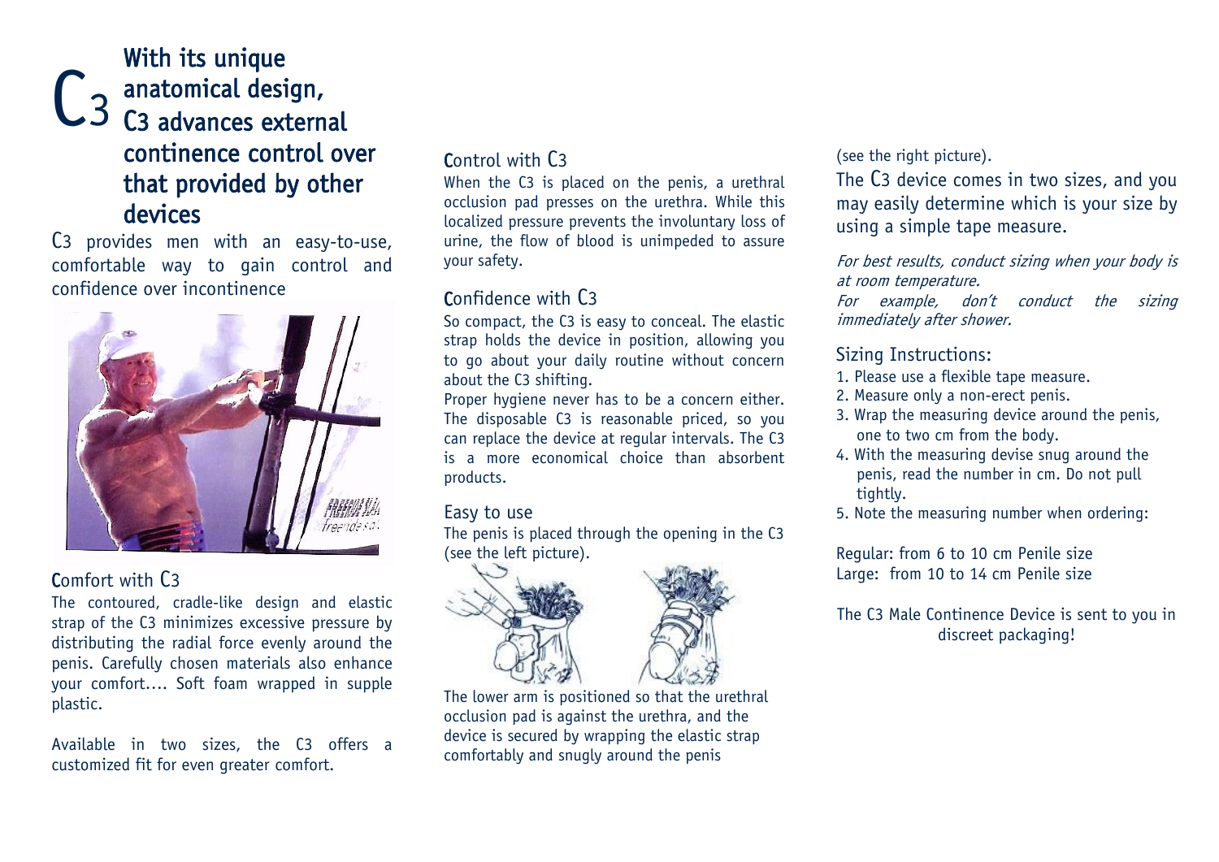# C3 With its unique anatomical design, C3 advances external continence control over that provided by other devices

C3 provides men with an easy-to-use, comfortable way to gain control and confidence over incontinence

## Comfort with C3

The contoured, cradle-like design and elastic strap of the C3 minimizes excessive pressure by distributing the radial force evenly around the penis. Carefully chosen materials also enhance your comfort.... Soft foam wrapped in supple plastic.

Available in two sizes, the C3 offers a customized fit for even greater comfort.

## Control with C3

When the C3 is placed on the penis, a urethral occlusion pad presses on the urethra. While this localized pressure prevents the involuntary loss of urine, the flow of blood is unimpeded to assure your safety.

## Confidence with C3

So compact, the C3 is easy to conceal. The elastic strap holds the device in position, allowing you to go about your daily routine without concern about the C3 shifting.

Proper hygiene never has to be a concern either. The disposable C3 is reasonable priced, so you can replace the device at regular intervals. The C3 is a more economical choice than absorbent products.

## Easy to use

The penis is placed through the opening in the C3 (see the left picture).

The lower arm is positioned so that the urethral occlusion pad is against the urethra, and the device is secured by wrapping the elastic strap comfortably and snugly around the penis (see the right picture).

The C3 device comes in two sizes, and you may easily determine which is your size by using a simple tape measure.

*For best results, conduct sizing when your body is at room temperature.*
*For example, don't conduct the sizing immediately after shower.*

## Sizing Instructions:

1. Please use a flexible tape measure.
2. Measure only a non-erect penis.
3. Wrap the measuring device around the penis, one to two cm from the body.
4. With the measuring devise snug around the penis, read the number in cm. Do not pull tightly.
5. Note the measuring number when ordering:

Regular: from 6 to 10 cm Penile size
Large: from 10 to 14 cm Penile size

The C3 Male Continence Device is sent to you in discreet packaging!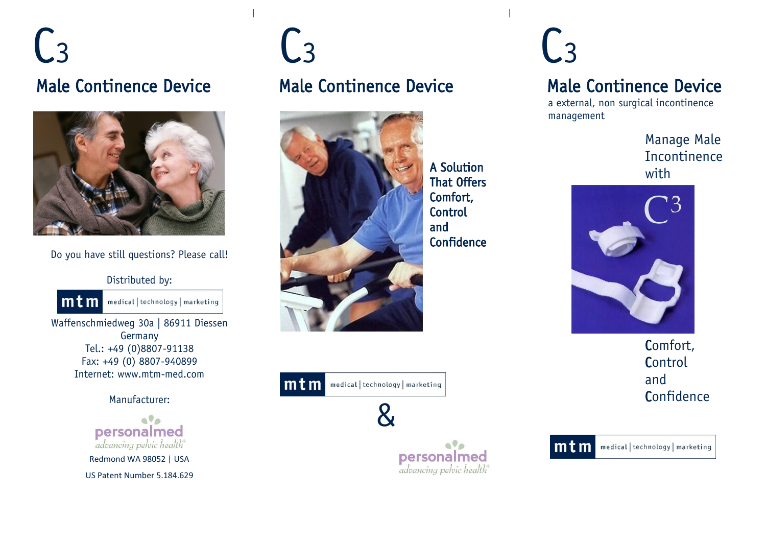# $C_3$

## Male Continence Device

Do you have still questions? Please call!

Distributed by:

mtm medical | technology | marketing

Waffenschmiedweg 30a | 86911 Diessen
Germany
Tel.: +49 (0)8807-91138
Fax: +49 (0) 8807-940899
Internet: www.mtm-med.com

Manufacturer:

personalmed
*advancing pelvic health*

Redmond WA 98052 | USA

US Patent Number 5.184.629

# $C_3$

## Male Continence Device

A Solution That Offers Comfort, Control and Confidence

mtm medical | technology | marketing

&

personalmed
*advancing pelvic health*

# $C_3$

## Male Continence Device

a external, non surgical incontinence management

Manage Male Incontinence with

Comfort, Control and Confidence

mtm medical | technology | marketing